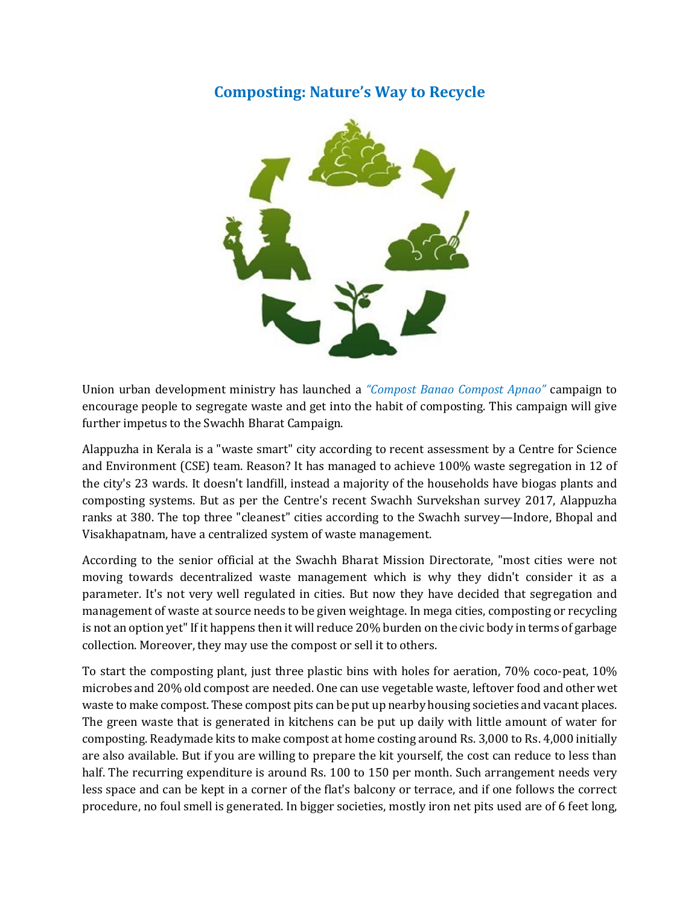# Composting: Nature's Way to Recycle

Union urban development ministry has launched a *"Compost Banao Compost Apnao"* campaign to encourage people to segregate waste and get into the habit of composting. This campaign will give further impetus to the Swachh Bharat Campaign.

Alappuzha in Kerala is a "waste smart" city according to recent assessment by a Centre for Science and Environment (CSE) team. Reason? It has managed to achieve 100% waste segregation in 12 of the city's 23 wards. It doesn't landfill, instead a majority of the households have biogas plants and composting systems. But as per the Centre's recent Swachh Survekshan survey 2017, Alappuzha ranks at 380. The top three "cleanest" cities according to the Swachh survey—Indore, Bhopal and Visakhapatnam, have a centralized system of waste management.

According to the senior official at the Swachh Bharat Mission Directorate, "most cities were not moving towards decentralized waste management which is why they didn't consider it as a parameter. It's not very well regulated in cities. But now they have decided that segregation and management of waste at source needs to be given weightage. In mega cities, composting or recycling is not an option yet" If it happens then it will reduce 20% burden on the civic body in terms of garbage collection. Moreover, they may use the compost or sell it to others.

To start the composting plant, just three plastic bins with holes for aeration, 70% coco-peat, 10% microbes and 20% old compost are needed. One can use vegetable waste, leftover food and other wet waste to make compost. These compost pits can be put up nearby housing societies and vacant places. The green waste that is generated in kitchens can be put up daily with little amount of water for composting. Readymade kits to make compost at home costing around Rs. 3,000 to Rs. 4,000 initially are also available. But if you are willing to prepare the kit yourself, the cost can reduce to less than half. The recurring expenditure is around Rs. 100 to 150 per month. Such arrangement needs very less space and can be kept in a corner of the flat's balcony or terrace, and if one follows the correct procedure, no foul smell is generated. In bigger societies, mostly iron net pits used are of 6 feet long,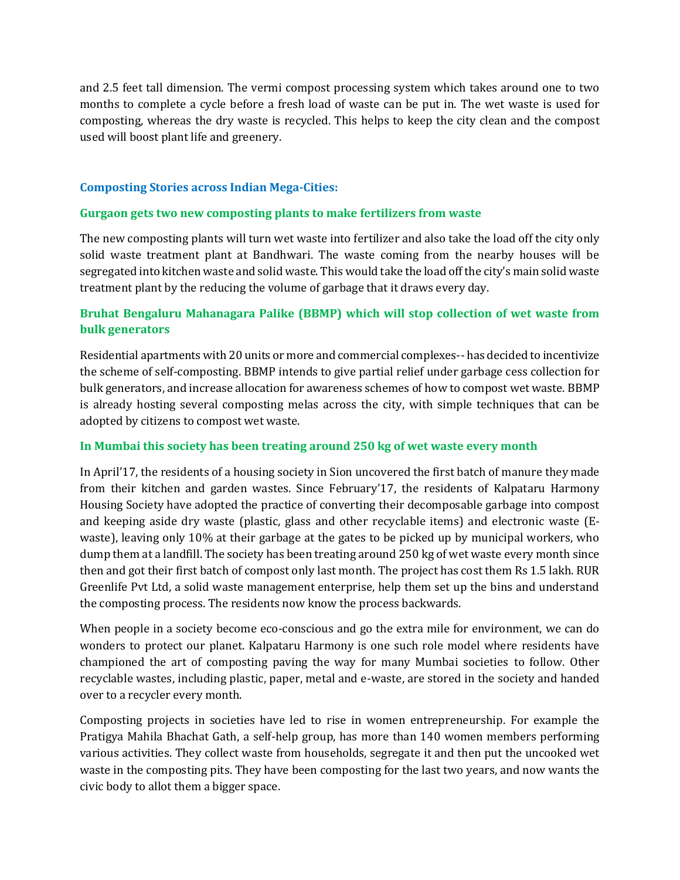and 2.5 feet tall dimension. The vermi compost processing system which takes around one to two months to complete a cycle before a fresh load of waste can be put in. The wet waste is used for composting, whereas the dry waste is recycled. This helps to keep the city clean and the compost used will boost plant life and greenery.

## Composting Stories across Indian Mega-Cities:

### Gurgaon gets two new composting plants to make fertilizers from waste

The new composting plants will turn wet waste into fertilizer and also take the load off the city only solid waste treatment plant at Bandhwari. The waste coming from the nearby houses will be segregated into kitchen waste and solid waste. This would take the load off the city's main solid waste treatment plant by the reducing the volume of garbage that it draws every day.

### Bruhat Bengaluru Mahanagara Palike (BBMP) which will stop collection of wet waste from bulk generators

Residential apartments with 20 units or more and commercial complexes-- has decided to incentivize the scheme of self-composting. BBMP intends to give partial relief under garbage cess collection for bulk generators, and increase allocation for awareness schemes of how to compost wet waste. BBMP is already hosting several composting melas across the city, with simple techniques that can be adopted by citizens to compost wet waste.

### In Mumbai this society has been treating around 250 kg of wet waste every month

In April'17, the residents of a housing society in Sion uncovered the first batch of manure they made from their kitchen and garden wastes. Since February'17, the residents of Kalpataru Harmony Housing Society have adopted the practice of converting their decomposable garbage into compost and keeping aside dry waste (plastic, glass and other recyclable items) and electronic waste (E-waste), leaving only 10% at their garbage at the gates to be picked up by municipal workers, who dump them at a landfill. The society has been treating around 250 kg of wet waste every month since then and got their first batch of compost only last month. The project has cost them Rs 1.5 lakh. RUR Greenlife Pvt Ltd, a solid waste management enterprise, help them set up the bins and understand the composting process. The residents now know the process backwards.

When people in a society become eco-conscious and go the extra mile for environment, we can do wonders to protect our planet. Kalpataru Harmony is one such role model where residents have championed the art of composting paving the way for many Mumbai societies to follow. Other recyclable wastes, including plastic, paper, metal and e-waste, are stored in the society and handed over to a recycler every month.

Composting projects in societies have led to rise in women entrepreneurship. For example the Pratigya Mahila Bhachat Gath, a self-help group, has more than 140 women members performing various activities. They collect waste from households, segregate it and then put the uncooked wet waste in the composting pits. They have been composting for the last two years, and now wants the civic body to allot them a bigger space.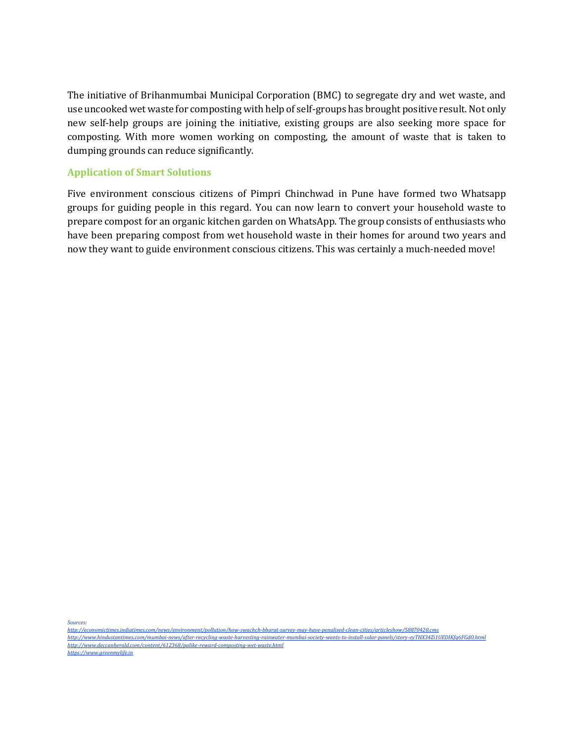The initiative of Brihanmumbai Municipal Corporation (BMC) to segregate dry and wet waste, and use uncooked wet waste for composting with help of self-groups has brought positive result. Not only new self-help groups are joining the initiative, existing groups are also seeking more space for composting. With more women working on composting, the amount of waste that is taken to dumping grounds can reduce significantly.

### Application of Smart Solutions

Five environment conscious citizens of Pimpri Chinchwad in Pune have formed two Whatsapp groups for guiding people in this regard. You can now learn to convert your household waste to prepare compost for an organic kitchen garden on WhatsApp. The group consists of enthusiasts who have been preparing compost from wet household waste in their homes for around two years and now they want to guide environment conscious citizens. This was certainly a much-needed move!

*Sources:*
*http://economictimes.indiatimes.com/news/environment/pollution/how-swachch-bharat-survey-may-have-penalised-clean-cities/articleshow/58870420.cms*
*http://www.hindustantimes.com/mumbai-news/after-recycling-waste-harvesting-rainwater-mumbai-society-wants-to-install-solar-panels/story-eyTHX34Zi1UEDIKfq6FGdO.html*
*http://www.deccanherald.com/content/612368/palike-reward-composting-wet-waste.html*
*https://www.greenmylife.in*